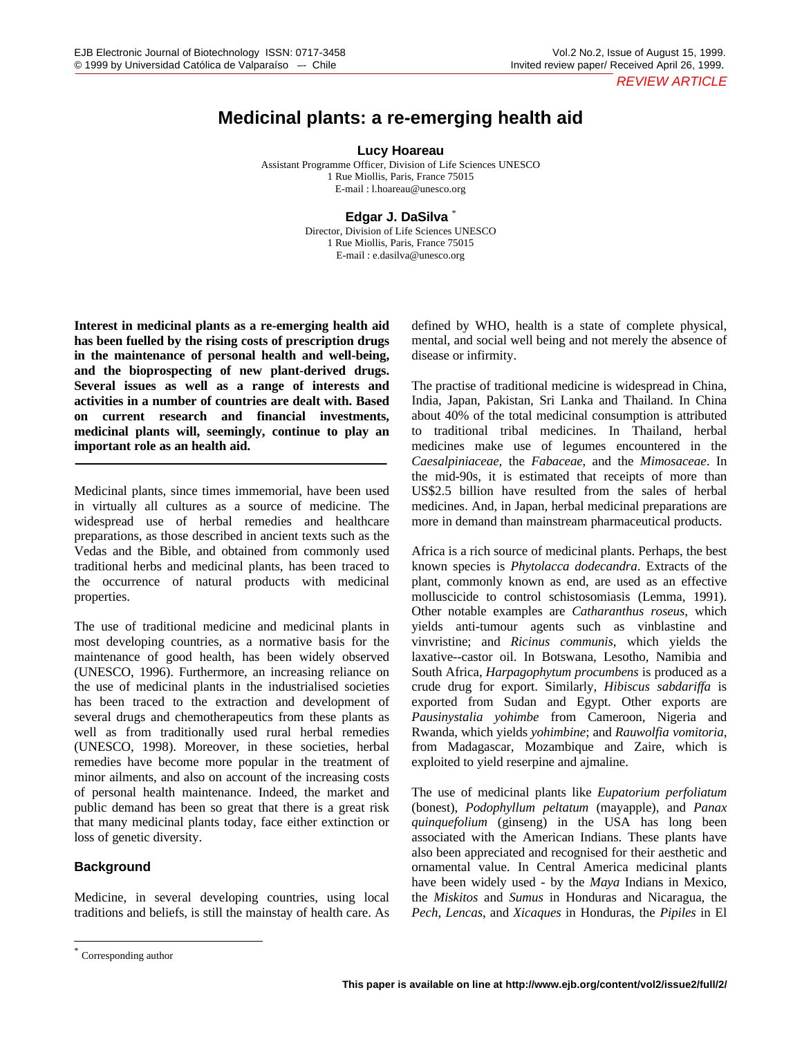REVIEW ARTICLE

# Medicinal plants: a re-emerging health aid

**Lucy Hoareau**

Assistant Programme Officer, Division of Life Sciences UNESCO
1 Rue Miollis, Paris, France 75015
E-mail : l.hoareau@unesco.org

**Edgar J. DaSilva** *

Director, Division of Life Sciences UNESCO
1 Rue Miollis, Paris, France 75015
E-mail : e.dasilva@unesco.org

**Interest in medicinal plants as a re-emerging health aid has been fuelled by the rising costs of prescription drugs in the maintenance of personal health and well-being, and the bioprospecting of new plant-derived drugs. Several issues as well as a range of interests and activities in a number of countries are dealt with. Based on current research and financial investments, medicinal plants will, seemingly, continue to play an important role as an health aid.**

---

Medicinal plants, since times immemorial, have been used in virtually all cultures as a source of medicine. The widespread use of herbal remedies and healthcare preparations, as those described in ancient texts such as the Vedas and the Bible, and obtained from commonly used traditional herbs and medicinal plants, has been traced to the occurrence of natural products with medicinal properties.

The use of traditional medicine and medicinal plants in most developing countries, as a normative basis for the maintenance of good health, has been widely observed (UNESCO, 1996). Furthermore, an increasing reliance on the use of medicinal plants in the industrialised societies has been traced to the extraction and development of several drugs and chemotherapeutics from these plants as well as from traditionally used rural herbal remedies (UNESCO, 1998). Moreover, in these societies, herbal remedies have become more popular in the treatment of minor ailments, and also on account of the increasing costs of personal health maintenance. Indeed, the market and public demand has been so great that there is a great risk that many medicinal plants today, face either extinction or loss of genetic diversity.

## Background

Medicine, in several developing countries, using local traditions and beliefs, is still the mainstay of health care. As defined by WHO, health is a state of complete physical, mental, and social well being and not merely the absence of disease or infirmity.

The practise of traditional medicine is widespread in China, India, Japan, Pakistan, Sri Lanka and Thailand. In China about 40% of the total medicinal consumption is attributed to traditional tribal medicines. In Thailand, herbal medicines make use of legumes encountered in the *Caesalpiniaceae*, the *Fabaceae*, and the *Mimosaceae*. In the mid-90s, it is estimated that receipts of more than US$2.5 billion have resulted from the sales of herbal medicines. And, in Japan, herbal medicinal preparations are more in demand than mainstream pharmaceutical products.

Africa is a rich source of medicinal plants. Perhaps, the best known species is *Phytolacca dodecandra*. Extracts of the plant, commonly known as end, are used as an effective molluscicide to control schistosomiasis (Lemma, 1991). Other notable examples are *Catharanthus roseus*, which yields anti-tumour agents such as vinblastine and vinvristine; and *Ricinus communis*, which yields the laxative--castor oil. In Botswana, Lesotho, Namibia and South Africa, *Harpagophytum procumbens* is produced as a crude drug for export. Similarly, *Hibiscus sabdariffa* is exported from Sudan and Egypt. Other exports are *Pausinystalia yohimbe* from Cameroon, Nigeria and Rwanda, which yields *yohimbine*; and *Rauwolfia vomitoria*, from Madagascar, Mozambique and Zaire, which is exploited to yield reserpine and ajmaline.

The use of medicinal plants like *Eupatorium perfoliatum* (bonest), *Podophyllum peltatum* (mayapple), and *Panax quinquefolium* (ginseng) in the USA has long been associated with the American Indians. These plants have also been appreciated and recognised for their aesthetic and ornamental value. In Central America medicinal plants have been widely used - by the *Maya* Indians in Mexico, the *Miskitos* and *Sumus* in Honduras and Nicaragua, the *Pech*, *Lencas*, and *Xicaques* in Honduras, the *Pipiles* in El

---

* Corresponding author

This paper is available on line at http://www.ejb.org/content/vol2/issue2/full/2/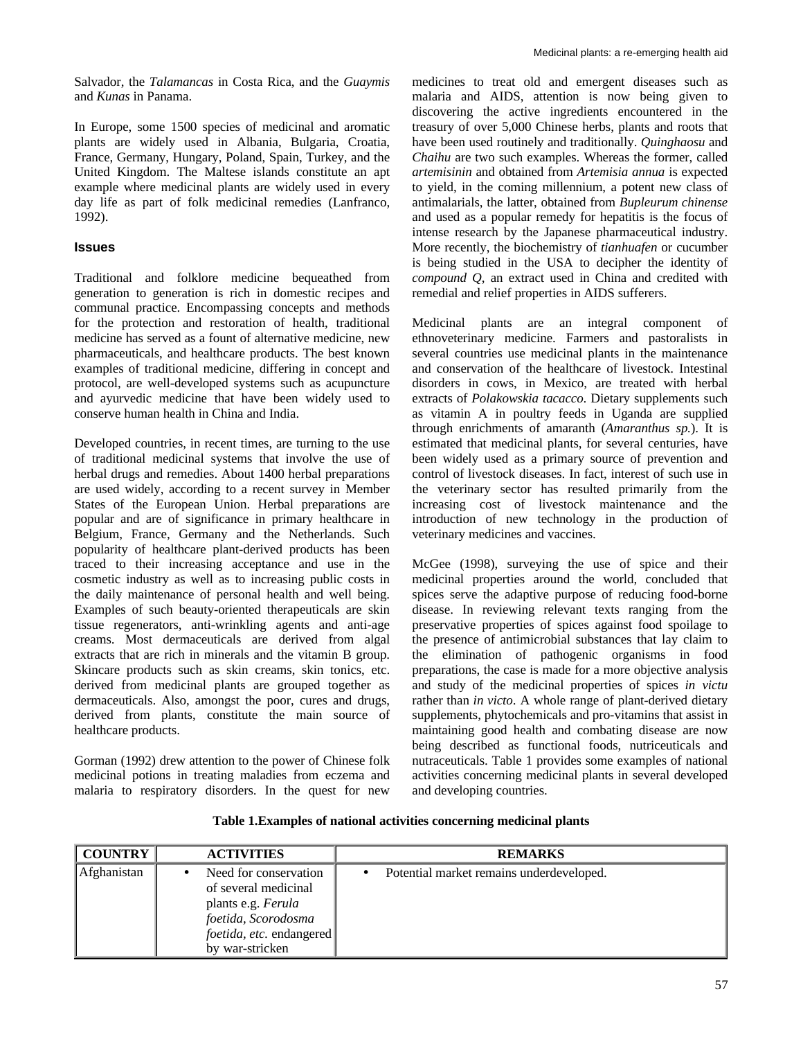Salvador, the *Talamancas* in Costa Rica, and the *Guaymis* and *Kunas* in Panama.

In Europe, some 1500 species of medicinal and aromatic plants are widely used in Albania, Bulgaria, Croatia, France, Germany, Hungary, Poland, Spain, Turkey, and the United Kingdom. The Maltese islands constitute an apt example where medicinal plants are widely used in every day life as part of folk medicinal remedies (Lanfranco, 1992).

## Issues

Traditional and folklore medicine bequeathed from generation to generation is rich in domestic recipes and communal practice. Encompassing concepts and methods for the protection and restoration of health, traditional medicine has served as a fount of alternative medicine, new pharmaceuticals, and healthcare products. The best known examples of traditional medicine, differing in concept and protocol, are well-developed systems such as acupuncture and ayurvedic medicine that have been widely used to conserve human health in China and India.

Developed countries, in recent times, are turning to the use of traditional medicinal systems that involve the use of herbal drugs and remedies. About 1400 herbal preparations are used widely, according to a recent survey in Member States of the European Union. Herbal preparations are popular and are of significance in primary healthcare in Belgium, France, Germany and the Netherlands. Such popularity of healthcare plant-derived products has been traced to their increasing acceptance and use in the cosmetic industry as well as to increasing public costs in the daily maintenance of personal health and well being. Examples of such beauty-oriented therapeuticals are skin tissue regenerators, anti-wrinkling agents and anti-age creams. Most dermaceuticals are derived from algal extracts that are rich in minerals and the vitamin B group. Skincare products such as skin creams, skin tonics, etc. derived from medicinal plants are grouped together as dermaceuticals. Also, amongst the poor, cures and drugs, derived from plants, constitute the main source of healthcare products.

Gorman (1992) drew attention to the power of Chinese folk medicinal potions in treating maladies from eczema and malaria to respiratory disorders. In the quest for new medicines to treat old and emergent diseases such as malaria and AIDS, attention is now being given to discovering the active ingredients encountered in the treasury of over 5,000 Chinese herbs, plants and roots that have been used routinely and traditionally. *Quinghaosu* and *Chaihu* are two such examples. Whereas the former, called *artemisinin* and obtained from *Artemisia annua* is expected to yield, in the coming millennium, a potent new class of antimalarials, the latter, obtained from *Bupleurum chinense* and used as a popular remedy for hepatitis is the focus of intense research by the Japanese pharmaceutical industry. More recently, the biochemistry of *tianhuafen* or cucumber is being studied in the USA to decipher the identity of *compound Q*, an extract used in China and credited with remedial and relief properties in AIDS sufferers.

Medicinal plants are an integral component of ethnoveterinary medicine. Farmers and pastoralists in several countries use medicinal plants in the maintenance and conservation of the healthcare of livestock. Intestinal disorders in cows, in Mexico, are treated with herbal extracts of *Polakowskia tacacco*. Dietary supplements such as vitamin A in poultry feeds in Uganda are supplied through enrichments of amaranth (*Amaranthus sp.*). It is estimated that medicinal plants, for several centuries, have been widely used as a primary source of prevention and control of livestock diseases. In fact, interest of such use in the veterinary sector has resulted primarily from the increasing cost of livestock maintenance and the introduction of new technology in the production of veterinary medicines and vaccines.

McGee (1998), surveying the use of spice and their medicinal properties around the world, concluded that spices serve the adaptive purpose of reducing food-borne disease. In reviewing relevant texts ranging from the preservative properties of spices against food spoilage to the presence of antimicrobial substances that lay claim to the elimination of pathogenic organisms in food preparations, the case is made for a more objective analysis and study of the medicinal properties of spices *in victu* rather than *in victo*. A whole range of plant-derived dietary supplements, phytochemicals and pro-vitamins that assist in maintaining good health and combating disease are now being described as functional foods, nutriceuticals and nutraceuticals. Table 1 provides some examples of national activities concerning medicinal plants in several developed and developing countries.

**Table 1.Examples of national activities concerning medicinal plants**

| COUNTRY | ACTIVITIES | REMARKS |
|---|---|---|
| Afghanistan | • Need for conservation of several medicinal plants e.g. *Ferula foetida, Scorodosma foetida, etc.* endangered by war-stricken | • Potential market remains underdeveloped. |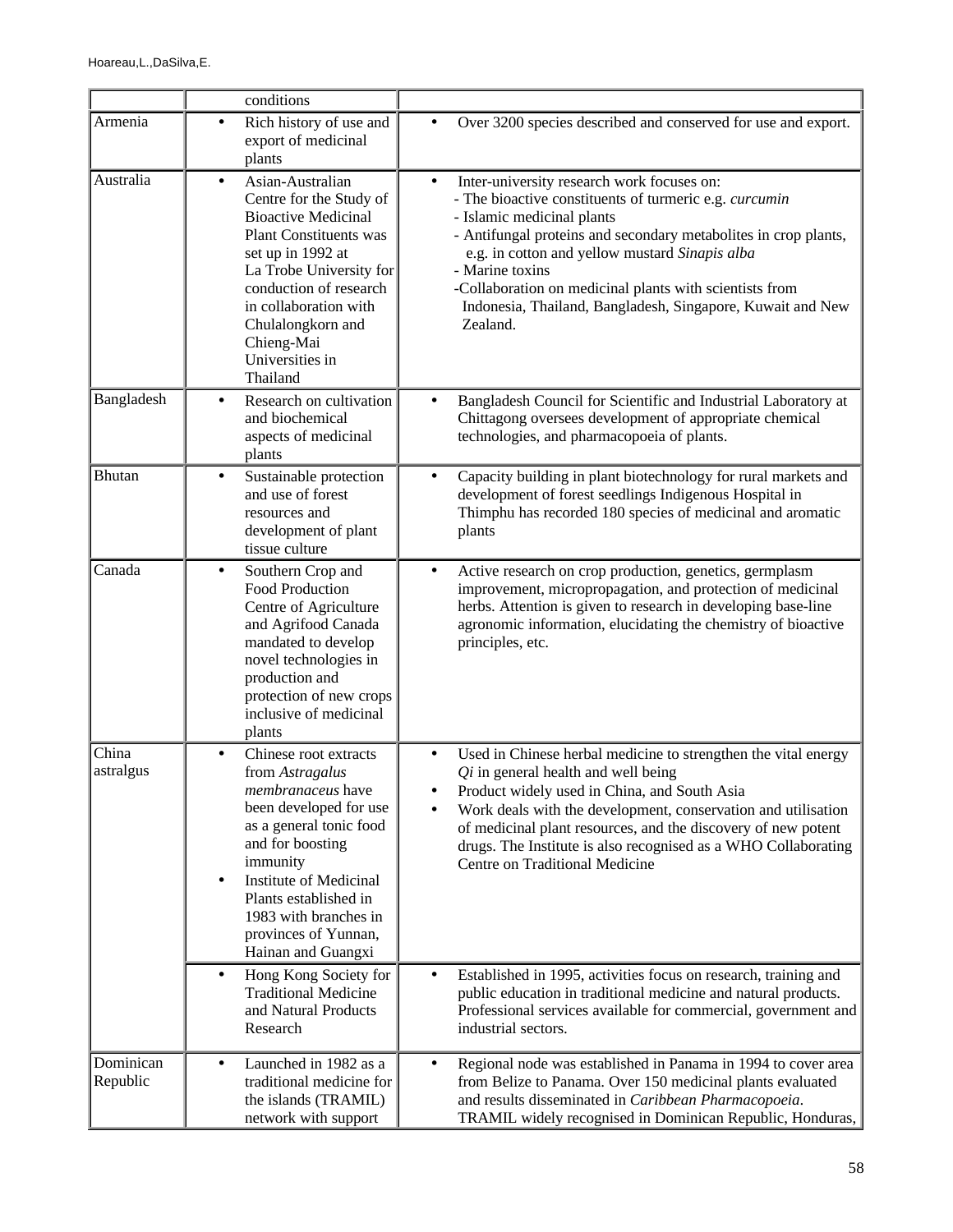|  | conditions |  |
|---|---|---|
| Armenia | • Rich history of use and export of medicinal plants | • Over 3200 species described and conserved for use and export. |
| Australia | • Asian-Australian Centre for the Study of Bioactive Medicinal Plant Constituents was set up in 1992 at La Trobe University for conduction of research in collaboration with Chulalongkorn and Chieng-Mai Universities in Thailand | • Inter-university research work focuses on:<br>- The bioactive constituents of turmeric e.g. *curcumin*<br>- Islamic medicinal plants<br>- Antifungal proteins and secondary metabolites in crop plants, e.g. in cotton and yellow mustard *Sinapis alba*<br>- Marine toxins<br>-Collaboration on medicinal plants with scientists from Indonesia, Thailand, Bangladesh, Singapore, Kuwait and New Zealand. |
| Bangladesh | • Research on cultivation and biochemical aspects of medicinal plants | • Bangladesh Council for Scientific and Industrial Laboratory at Chittagong oversees development of appropriate chemical technologies, and pharmacopoeia of plants. |
| Bhutan | • Sustainable protection and use of forest resources and development of plant tissue culture | • Capacity building in plant biotechnology for rural markets and development of forest seedlings Indigenous Hospital in Thimphu has recorded 180 species of medicinal and aromatic plants |
| Canada | • Southern Crop and Food Production Centre of Agriculture and Agrifood Canada mandated to develop novel technologies in production and protection of new crops inclusive of medicinal plants | • Active research on crop production, genetics, germplasm improvement, micropropagation, and protection of medicinal herbs. Attention is given to research in developing base-line agronomic information, elucidating the chemistry of bioactive principles, etc. |
| China astralgus | • Chinese root extracts from *Astragalus membranaceus* have been developed for use as a general tonic food and for boosting immunity<br>• Institute of Medicinal Plants established in 1983 with branches in provinces of Yunnan, Hainan and Guangxi | • Used in Chinese herbal medicine to strengthen the vital energy *Qi* in general health and well being<br>• Product widely used in China, and South Asia<br>• Work deals with the development, conservation and utilisation of medicinal plant resources, and the discovery of new potent drugs. The Institute is also recognised as a WHO Collaborating Centre on Traditional Medicine |
|  | • Hong Kong Society for Traditional Medicine and Natural Products Research | • Established in 1995, activities focus on research, training and public education in traditional medicine and natural products. Professional services available for commercial, government and industrial sectors. |
| Dominican Republic | • Launched in 1982 as a traditional medicine for the islands (TRAMIL) network with support | • Regional node was established in Panama in 1994 to cover area from Belize to Panama. Over 150 medicinal plants evaluated and results disseminated in *Caribbean Pharmacopoeia*. TRAMIL widely recognised in Dominican Republic, Honduras, |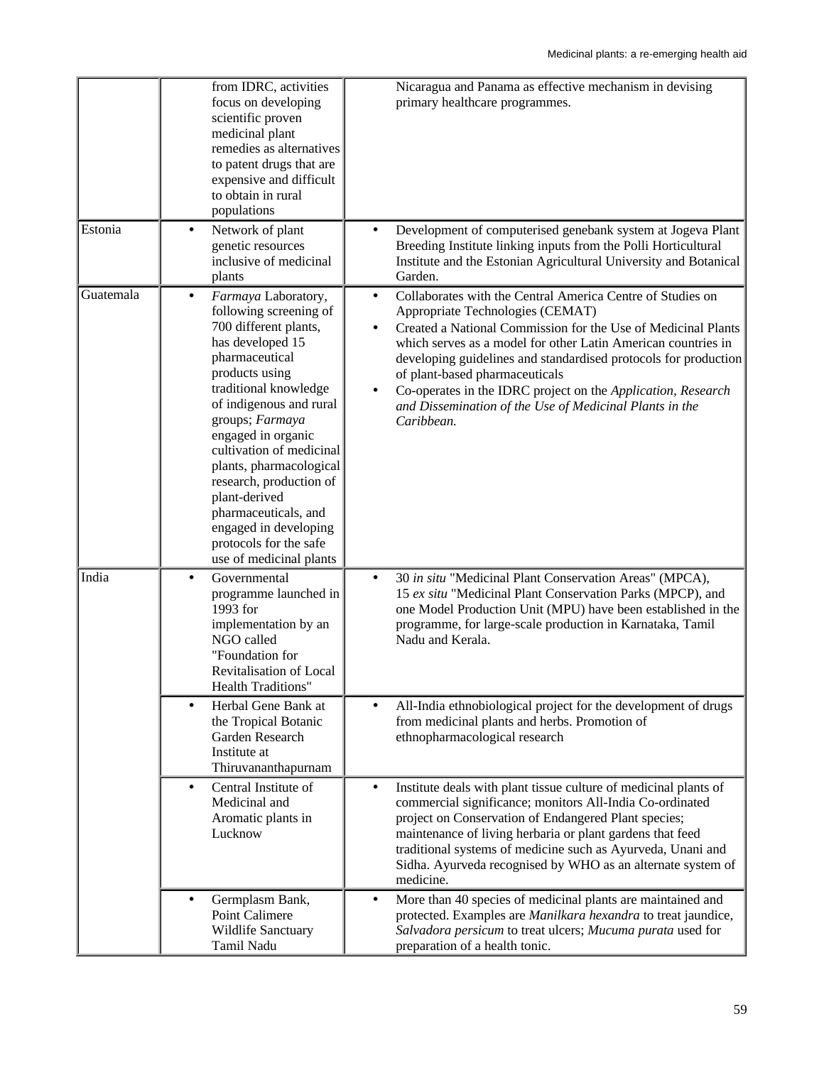| | | |
|---|---|---|
| | from IDRC, activities focus on developing scientific proven medicinal plant remedies as alternatives to patent drugs that are expensive and difficult to obtain in rural populations | Nicaragua and Panama as effective mechanism in devising primary healthcare programmes. |
| Estonia | • Network of plant genetic resources inclusive of medicinal plants | • Development of computerised genebank system at Jogeva Plant Breeding Institute linking inputs from the Polli Horticultural Institute and the Estonian Agricultural University and Botanical Garden. |
| Guatemala | • *Farmaya* Laboratory, following screening of 700 different plants, has developed 15 pharmaceutical products using traditional knowledge of indigenous and rural groups; *Farmaya* engaged in organic cultivation of medicinal plants, pharmacological research, production of plant-derived pharmaceuticals, and engaged in developing protocols for the safe use of medicinal plants | • Collaborates with the Central America Centre of Studies on Appropriate Technologies (CEMAT)<br>• Created a National Commission for the Use of Medicinal Plants which serves as a model for other Latin American countries in developing guidelines and standardised protocols for production of plant-based pharmaceuticals<br>• Co-operates in the IDRC project on the *Application, Research and Dissemination of the Use of Medicinal Plants in the Caribbean.* |
| India | • Governmental programme launched in 1993 for implementation by an NGO called "Foundation for Revitalisation of Local Health Traditions" | • 30 *in situ* "Medicinal Plant Conservation Areas" (MPCA), 15 *ex situ* "Medicinal Plant Conservation Parks (MPCP), and one Model Production Unit (MPU) have been established in the programme, for large-scale production in Karnataka, Tamil Nadu and Kerala. |
| | • Herbal Gene Bank at the Tropical Botanic Garden Research Institute at Thiruvananthapurnam | • All-India ethnobiological project for the development of drugs from medicinal plants and herbs. Promotion of ethnopharmacological research |
| | • Central Institute of Medicinal and Aromatic plants in Lucknow | • Institute deals with plant tissue culture of medicinal plants of commercial significance; monitors All-India Co-ordinated project on Conservation of Endangered Plant species; maintenance of living herbaria or plant gardens that feed traditional systems of medicine such as Ayurveda, Unani and Sidha. Ayurveda recognised by WHO as an alternate system of medicine. |
| | • Germplasm Bank, Point Calimere Wildlife Sanctuary Tamil Nadu | • More than 40 species of medicinal plants are maintained and protected. Examples are *Manilkara hexandra* to treat jaundice, *Salvadora persicum* to treat ulcers; *Mucuma purata* used for preparation of a health tonic. |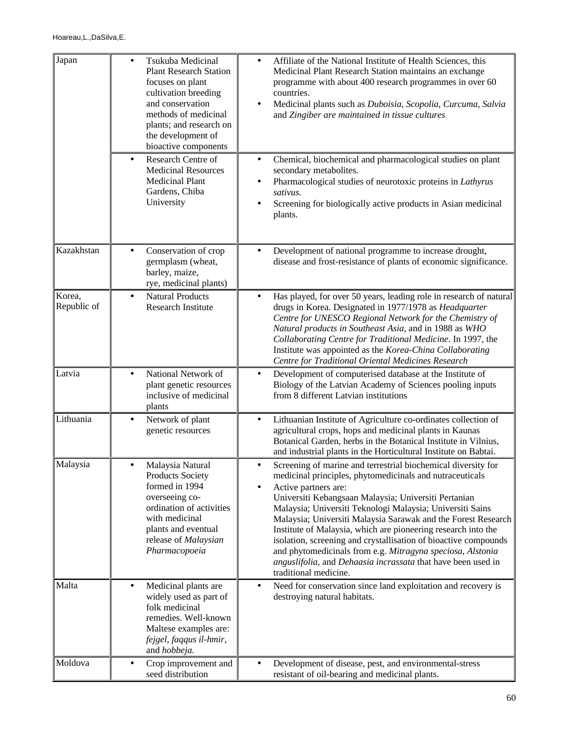| | | |
|---|---|---|
| Japan | • Tsukuba Medicinal Plant Research Station focuses on plant cultivation breeding and conservation methods of medicinal plants; and research on the development of bioactive components | • Affiliate of the National Institute of Health Sciences, this Medicinal Plant Research Station maintains an exchange programme with about 400 research programmes in over 60 countries.<br>• Medicinal plants such as *Duboisia, Scopolia, Curcuma, Salvia* and *Zingiber are maintained in tissue cultures* |
| | • Research Centre of Medicinal Resources Medicinal Plant Gardens, Chiba University | • Chemical, biochemical and pharmacological studies on plant secondary metabolites.<br>• Pharmacological studies of neurotoxic proteins in *Lathyrus sativus.*<br>• Screening for biologically active products in Asian medicinal plants. |
| Kazakhstan | • Conservation of crop germplasm (wheat, barley, maize, rye, medicinal plants) | • Development of national programme to increase drought, disease and frost-resistance of plants of economic significance. |
| Korea, Republic of | • Natural Products Research Institute | • Has played, for over 50 years, leading role in research of natural drugs in Korea. Designated in 1977/1978 as *Headquarter Centre for UNESCO Regional Network for the Chemistry of Natural products in Southeast Asia*, and in 1988 as *WHO Collaborating Centre for Traditional Medicine*. In 1997, the Institute was appointed as the *Korea-China Collaborating Centre for Traditional Oriental Medicines Research* |
| Latvia | • National Network of plant genetic resources inclusive of medicinal plants | • Development of computerised database at the Institute of Biology of the Latvian Academy of Sciences pooling inputs from 8 different Latvian institutions |
| Lithuania | • Network of plant genetic resources | • Lithuanian Institute of Agriculture co-ordinates collection of agricultural crops, hops and medicinal plants in Kaunas Botanical Garden, herbs in the Botanical Institute in Vilnius, and industrial plants in the Horticultural Institute on Babtai. |
| Malaysia | • Malaysia Natural Products Society formed in 1994 overseeing co-ordination of activities with medicinal plants and eventual release of *Malaysian Pharmacopoeia* | • Screening of marine and terrestrial biochemical diversity for medicinal principles, phytomedicinals and nutraceuticals<br>• Active partners are:<br>Universiti Kebangsaan Malaysia; Universiti Pertanian Malaysia; Universiti Teknologi Malaysia; Universiti Sains Malaysia; Universiti Malaysia Sarawak and the Forest Research Institute of Malaysia, which are pioneering research into the isolation, screening and crystallisation of bioactive compounds and phytomedicinals from e.g. *Mitragyna speciosa*, *Alstonia anguslifolia*, and *Dehaasia incrassata* that have been used in traditional medicine. |
| Malta | • Medicinal plants are widely used as part of folk medicinal remedies. Well-known Maltese examples are: *fejgel*, *faqqus il-hmir*, and *hobbeja.* | • Need for conservation since land exploitation and recovery is destroying natural habitats. |
| Moldova | • Crop improvement and seed distribution | • Development of disease, pest, and environmental-stress resistant of oil-bearing and medicinal plants. |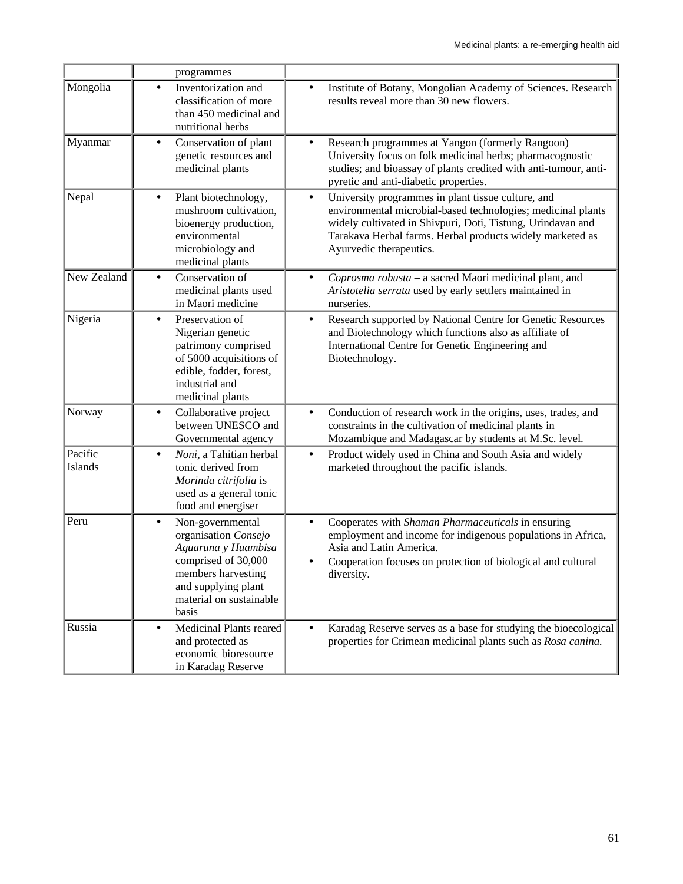| | | |
|---|---|---|
| | programmes | |
| Mongolia | • Inventorization and classification of more than 450 medicinal and nutritional herbs | • Institute of Botany, Mongolian Academy of Sciences. Research results reveal more than 30 new flowers. |
| Myanmar | • Conservation of plant genetic resources and medicinal plants | • Research programmes at Yangon (formerly Rangoon) University focus on folk medicinal herbs; pharmacognostic studies; and bioassay of plants credited with anti-tumour, anti-pyretic and anti-diabetic properties. |
| Nepal | • Plant biotechnology, mushroom cultivation, bioenergy production, environmental microbiology and medicinal plants | • University programmes in plant tissue culture, and environmental microbial-based technologies; medicinal plants widely cultivated in Shivpuri, Doti, Tistung, Urindavan and Tarakava Herbal farms. Herbal products widely marketed as Ayurvedic therapeutics. |
| New Zealand | • Conservation of medicinal plants used in Maori medicine | • *Coprosma robusta* – a sacred Maori medicinal plant, and *Aristotelia serrata* used by early settlers maintained in nurseries. |
| Nigeria | • Preservation of Nigerian genetic patrimony comprised of 5000 acquisitions of edible, fodder, forest, industrial and medicinal plants | • Research supported by National Centre for Genetic Resources and Biotechnology which functions also as affiliate of International Centre for Genetic Engineering and Biotechnology. |
| Norway | • Collaborative project between UNESCO and Governmental agency | • Conduction of research work in the origins, uses, trades, and constraints in the cultivation of medicinal plants in Mozambique and Madagascar by students at M.Sc. level. |
| Pacific Islands | • *Noni*, a Tahitian herbal tonic derived from *Morinda citrifolia* is used as a general tonic food and energiser | • Product widely used in China and South Asia and widely marketed throughout the pacific islands. |
| Peru | • Non-governmental organisation *Consejo Aguaruna y Huambisa* comprised of 30,000 members harvesting and supplying plant material on sustainable basis | • Cooperates with *Shaman Pharmaceuticals* in ensuring employment and income for indigenous populations in Africa, Asia and Latin America.<br>• Cooperation focuses on protection of biological and cultural diversity. |
| Russia | • Medicinal Plants reared and protected as economic bioresource in Karadag Reserve | • Karadag Reserve serves as a base for studying the bioecological properties for Crimean medicinal plants such as *Rosa canina.* |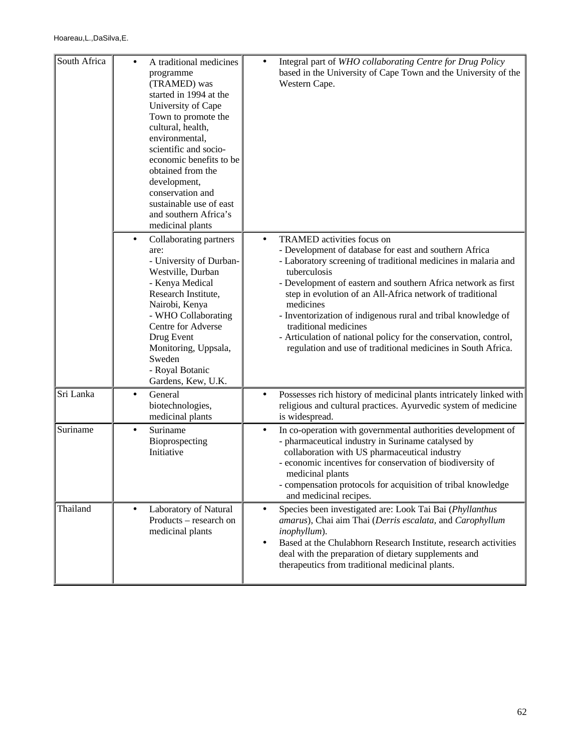| | | |
|---|---|---|
| South Africa | • A traditional medicines programme (TRAMED) was started in 1994 at the University of Cape Town to promote the cultural, health, environmental, scientific and socio-economic benefits to be obtained from the development, conservation and sustainable use of east and southern Africa's medicinal plants | • Integral part of *WHO collaborating Centre for Drug Policy* based in the University of Cape Town and the University of the Western Cape. |
| | • Collaborating partners are:<br>- University of Durban-Westville, Durban<br>- Kenya Medical Research Institute, Nairobi, Kenya<br>- WHO Collaborating Centre for Adverse Drug Event Monitoring, Uppsala, Sweden<br>- Royal Botanic Gardens, Kew, U.K. | • TRAMED activities focus on<br>- Development of database for east and southern Africa<br>- Laboratory screening of traditional medicines in malaria and tuberculosis<br>- Development of eastern and southern Africa network as first step in evolution of an All-Africa network of traditional medicines<br>- Inventorization of indigenous rural and tribal knowledge of traditional medicines<br>- Articulation of national policy for the conservation, control, regulation and use of traditional medicines in South Africa. |
| Sri Lanka | • General biotechnologies, medicinal plants | • Possesses rich history of medicinal plants intricately linked with religious and cultural practices. Ayurvedic system of medicine is widespread. |
| Suriname | • Suriname Bioprospecting Initiative | • In co-operation with governmental authorities development of<br>- pharmaceutical industry in Suriname catalysed by collaboration with US pharmaceutical industry<br>- economic incentives for conservation of biodiversity of medicinal plants<br>- compensation protocols for acquisition of tribal knowledge and medicinal recipes. |
| Thailand | • Laboratory of Natural Products – research on medicinal plants | • Species been investigated are: Look Tai Bai (*Phyllanthus amarus*), Chai aim Thai (*Derris escalata*, and *Carophyllum inophyllum*).<br>• Based at the Chulabhorn Research Institute, research activities deal with the preparation of dietary supplements and therapeutics from traditional medicinal plants. |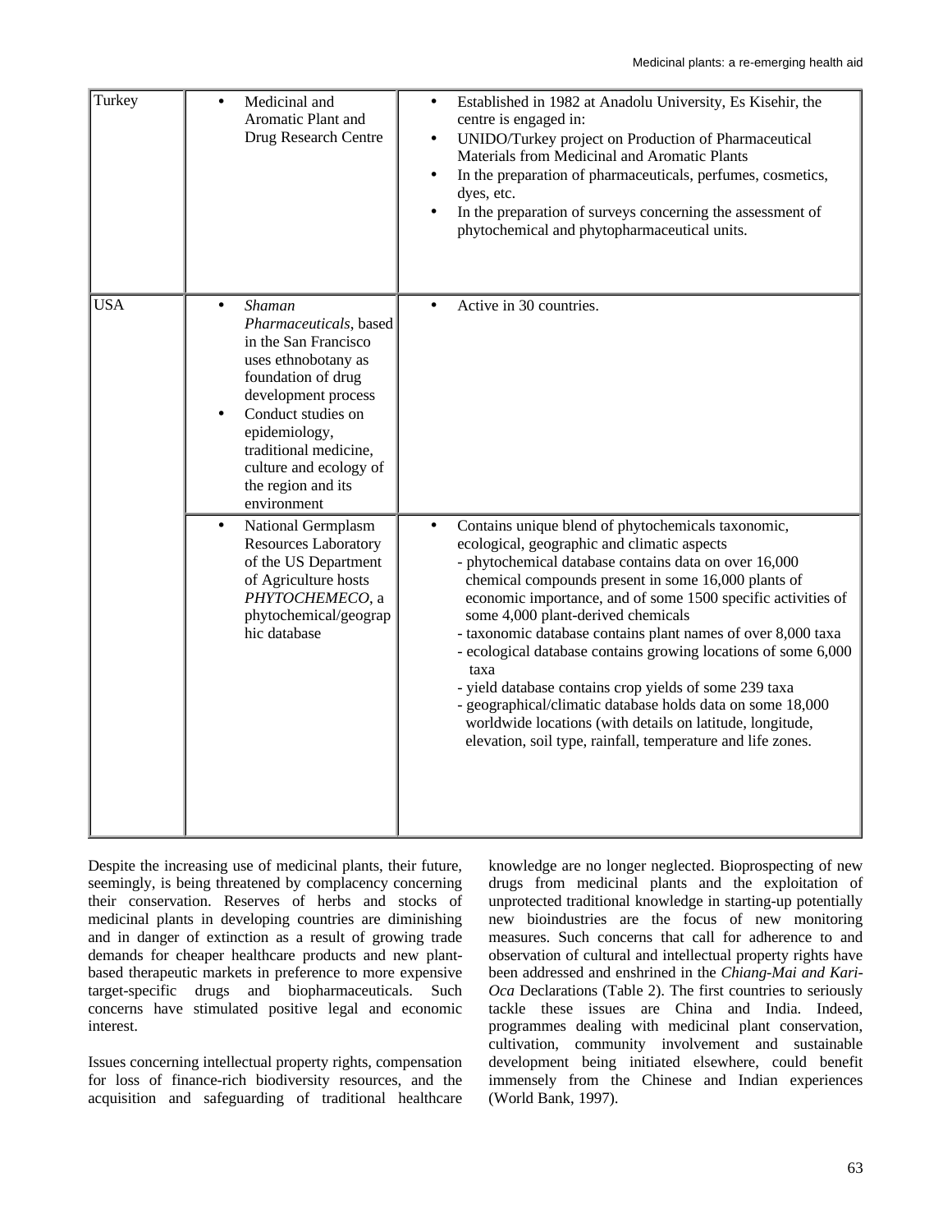| Turkey | • Medicinal and Aromatic Plant and Drug Research Centre | • Established in 1982 at Anadolu University, Es Kisehir, the centre is engaged in: <br> • UNIDO/Turkey project on Production of Pharmaceutical Materials from Medicinal and Aromatic Plants <br> • In the preparation of pharmaceuticals, perfumes, cosmetics, dyes, etc. <br> • In the preparation of surveys concerning the assessment of phytochemical and phytopharmaceutical units. |
|---|---|---|
| USA | • *Shaman Pharmaceuticals*, based in the San Francisco uses ethnobotany as foundation of drug development process <br> • Conduct studies on epidemiology, traditional medicine, culture and ecology of the region and its environment | • Active in 30 countries. |
| | • National Germplasm Resources Laboratory of the US Department of Agriculture hosts *PHYTOCHEMECO*, a phytochemical/geographic database | • Contains unique blend of phytochemicals taxonomic, ecological, geographic and climatic aspects <br> - phytochemical database contains data on over 16,000 chemical compounds present in some 16,000 plants of economic importance, and of some 1500 specific activities of some 4,000 plant-derived chemicals <br> - taxonomic database contains plant names of over 8,000 taxa <br> - ecological database contains growing locations of some 6,000 taxa <br> - yield database contains crop yields of some 239 taxa <br> - geographical/climatic database holds data on some 18,000 worldwide locations (with details on latitude, longitude, elevation, soil type, rainfall, temperature and life zones. |

Despite the increasing use of medicinal plants, their future, seemingly, is being threatened by complacency concerning their conservation. Reserves of herbs and stocks of medicinal plants in developing countries are diminishing and in danger of extinction as a result of growing trade demands for cheaper healthcare products and new plant-based therapeutic markets in preference to more expensive target-specific drugs and biopharmaceuticals. Such concerns have stimulated positive legal and economic interest.

Issues concerning intellectual property rights, compensation for loss of finance-rich biodiversity resources, and the acquisition and safeguarding of traditional healthcare knowledge are no longer neglected. Bioprospecting of new drugs from medicinal plants and the exploitation of unprotected traditional knowledge in starting-up potentially new bioindustries are the focus of new monitoring measures. Such concerns that call for adherence to and observation of cultural and intellectual property rights have been addressed and enshrined in the *Chiang-Mai and Kari-Oca* Declarations (Table 2). The first countries to seriously tackle these issues are China and India. Indeed, programmes dealing with medicinal plant conservation, cultivation, community involvement and sustainable development being initiated elsewhere, could benefit immensely from the Chinese and Indian experiences (World Bank, 1997).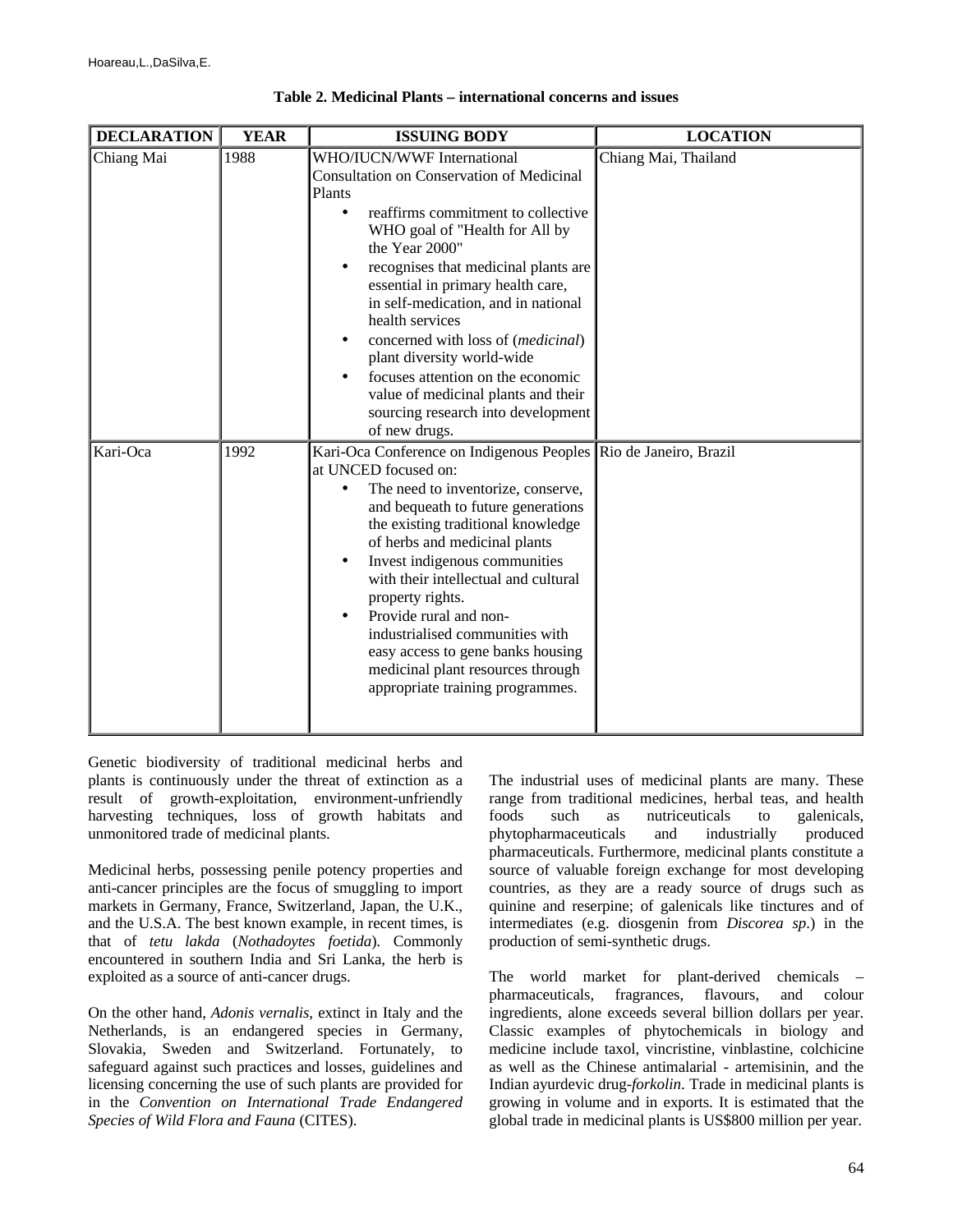**Table 2. Medicinal Plants – international concerns and issues**

| DECLARATION | YEAR | ISSUING BODY | LOCATION |
|---|---|---|---|
| Chiang Mai | 1988 | WHO/IUCN/WWF International Consultation on Conservation of Medicinal Plants<br>• reaffirms commitment to collective WHO goal of "Health for All by the Year 2000"<br>• recognises that medicinal plants are essential in primary health care, in self-medication, and in national health services<br>• concerned with loss of (*medicinal*) plant diversity world-wide<br>• focuses attention on the economic value of medicinal plants and their sourcing research into development of new drugs. | Chiang Mai, Thailand |
| Kari-Oca | 1992 | Kari-Oca Conference on Indigenous Peoples at UNCED focused on:<br>• The need to inventorize, conserve, and bequeath to future generations the existing traditional knowledge of herbs and medicinal plants<br>• Invest indigenous communities with their intellectual and cultural property rights.<br>• Provide rural and non-industrialised communities with easy access to gene banks housing medicinal plant resources through appropriate training programmes. | Rio de Janeiro, Brazil |

Genetic biodiversity of traditional medicinal herbs and plants is continuously under the threat of extinction as a result of growth-exploitation, environment-unfriendly harvesting techniques, loss of growth habitats and unmonitored trade of medicinal plants.

Medicinal herbs, possessing penile potency properties and anti-cancer principles are the focus of smuggling to import markets in Germany, France, Switzerland, Japan, the U.K., and the U.S.A. The best known example, in recent times, is that of *tetu lakda* (*Nothadoytes foetida*). Commonly encountered in southern India and Sri Lanka, the herb is exploited as a source of anti-cancer drugs.

On the other hand, *Adonis vernalis*, extinct in Italy and the Netherlands, is an endangered species in Germany, Slovakia, Sweden and Switzerland. Fortunately, to safeguard against such practices and losses, guidelines and licensing concerning the use of such plants are provided for in the *Convention on International Trade Endangered Species of Wild Flora and Fauna* (CITES).

The industrial uses of medicinal plants are many. These range from traditional medicines, herbal teas, and health foods such as nutriceuticals to galenicals, phytopharmaceuticals and industrially produced pharmaceuticals. Furthermore, medicinal plants constitute a source of valuable foreign exchange for most developing countries, as they are a ready source of drugs such as quinine and reserpine; of galenicals like tinctures and of intermediates (e.g. diosgenin from *Discorea sp*.) in the production of semi-synthetic drugs.

The world market for plant-derived chemicals – pharmaceuticals, fragrances, flavours, and colour ingredients, alone exceeds several billion dollars per year. Classic examples of phytochemicals in biology and medicine include taxol, vincristine, vinblastine, colchicine as well as the Chinese antimalarial - artemisinin, and the Indian ayurdevic drug-*forkolin*. Trade in medicinal plants is growing in volume and in exports. It is estimated that the global trade in medicinal plants is US$800 million per year.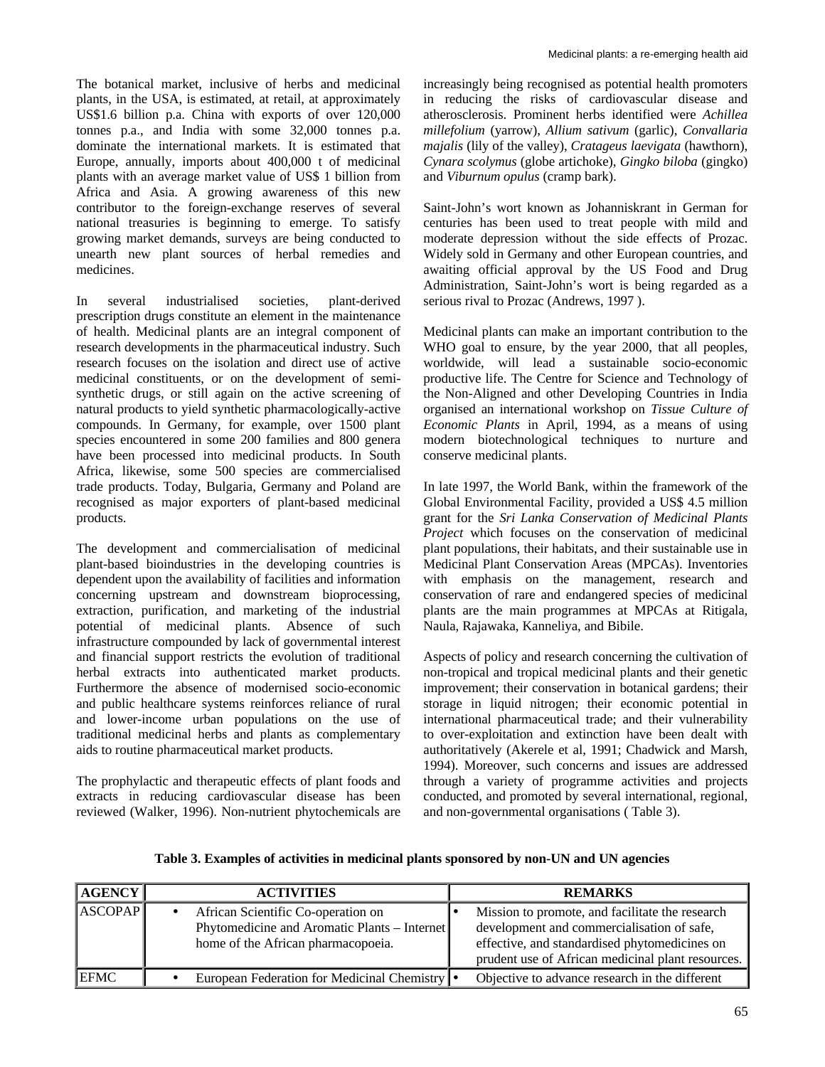The botanical market, inclusive of herbs and medicinal plants, in the USA, is estimated, at retail, at approximately US$1.6 billion p.a. China with exports of over 120,000 tonnes p.a., and India with some 32,000 tonnes p.a. dominate the international markets. It is estimated that Europe, annually, imports about 400,000 t of medicinal plants with an average market value of US$ 1 billion from Africa and Asia. A growing awareness of this new contributor to the foreign-exchange reserves of several national treasuries is beginning to emerge. To satisfy growing market demands, surveys are being conducted to unearth new plant sources of herbal remedies and medicines.

In several industrialised societies, plant-derived prescription drugs constitute an element in the maintenance of health. Medicinal plants are an integral component of research developments in the pharmaceutical industry. Such research focuses on the isolation and direct use of active medicinal constituents, or on the development of semi-synthetic drugs, or still again on the active screening of natural products to yield synthetic pharmacologically-active compounds. In Germany, for example, over 1500 plant species encountered in some 200 families and 800 genera have been processed into medicinal products. In South Africa, likewise, some 500 species are commercialised trade products. Today, Bulgaria, Germany and Poland are recognised as major exporters of plant-based medicinal products.

The development and commercialisation of medicinal plant-based bioindustries in the developing countries is dependent upon the availability of facilities and information concerning upstream and downstream bioprocessing, extraction, purification, and marketing of the industrial potential of medicinal plants. Absence of such infrastructure compounded by lack of governmental interest and financial support restricts the evolution of traditional herbal extracts into authenticated market products. Furthermore the absence of modernised socio-economic and public healthcare systems reinforces reliance of rural and lower-income urban populations on the use of traditional medicinal herbs and plants as complementary aids to routine pharmaceutical market products.

The prophylactic and therapeutic effects of plant foods and extracts in reducing cardiovascular disease has been reviewed (Walker, 1996). Non-nutrient phytochemicals are increasingly being recognised as potential health promoters in reducing the risks of cardiovascular disease and atherosclerosis. Prominent herbs identified were *Achillea millefolium* (yarrow), *Allium sativum* (garlic), *Convallaria majalis* (lily of the valley), *Crataegus laevigata* (hawthorn), *Cynara scolymus* (globe artichoke), *Gingko biloba* (gingko) and *Viburnum opulus* (cramp bark).

Saint-John's wort known as Johanniskrant in German for centuries has been used to treat people with mild and moderate depression without the side effects of Prozac. Widely sold in Germany and other European countries, and awaiting official approval by the US Food and Drug Administration, Saint-John's wort is being regarded as a serious rival to Prozac (Andrews, 1997 ).

Medicinal plants can make an important contribution to the WHO goal to ensure, by the year 2000, that all peoples, worldwide, will lead a sustainable socio-economic productive life. The Centre for Science and Technology of the Non-Aligned and other Developing Countries in India organised an international workshop on *Tissue Culture of Economic Plants* in April, 1994, as a means of using modern biotechnological techniques to nurture and conserve medicinal plants.

In late 1997, the World Bank, within the framework of the Global Environmental Facility, provided a US$ 4.5 million grant for the *Sri Lanka Conservation of Medicinal Plants Project* which focuses on the conservation of medicinal plant populations, their habitats, and their sustainable use in Medicinal Plant Conservation Areas (MPCAs). Inventories with emphasis on the management, research and conservation of rare and endangered species of medicinal plants are the main programmes at MPCAs at Ritigala, Naula, Rajawaka, Kanneliya, and Bibile.

Aspects of policy and research concerning the cultivation of non-tropical and tropical medicinal plants and their genetic improvement; their conservation in botanical gardens; their storage in liquid nitrogen; their economic potential in international pharmaceutical trade; and their vulnerability to over-exploitation and extinction have been dealt with authoritatively (Akerele et al, 1991; Chadwick and Marsh, 1994). Moreover, such concerns and issues are addressed through a variety of programme activities and projects conducted, and promoted by several international, regional, and non-governmental organisations ( Table 3).

**Table 3. Examples of activities in medicinal plants sponsored by non-UN and UN agencies**

| AGENCY | ACTIVITIES | REMARKS |
|---|---|---|
| ASCOPAP | • African Scientific Co-operation on Phytomedicine and Aromatic Plants – Internet home of the African pharmacopoeia. | • Mission to promote, and facilitate the research development and commercialisation of safe, effective, and standardised phytomedicines on prudent use of African medicinal plant resources. |
| EFMC | • European Federation for Medicinal Chemistry | • Objective to advance research in the different |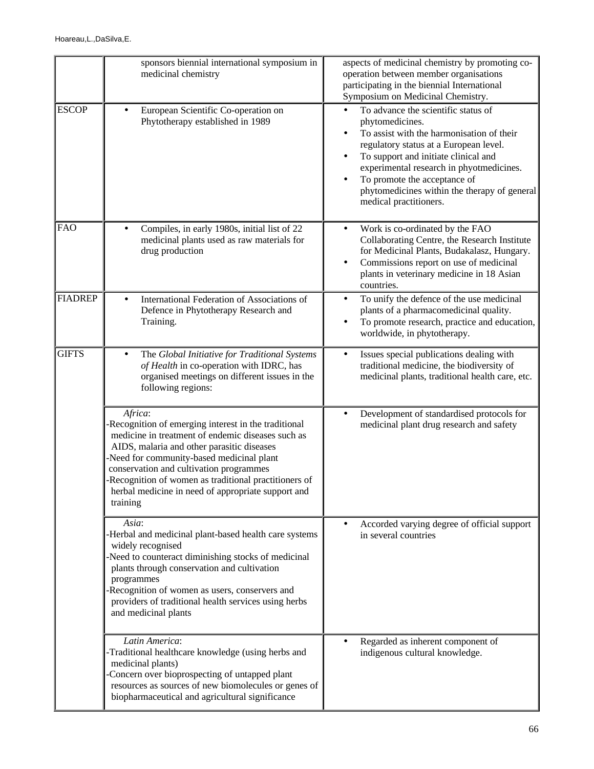| | | |
|---|---|---|
| | sponsors biennial international symposium in medicinal chemistry | aspects of medicinal chemistry by promoting co-operation between member organisations participating in the biennial International Symposium on Medicinal Chemistry. |
| ESCOP | • European Scientific Co-operation on Phytotherapy established in 1989 | • To advance the scientific status of phytomedicines.<br>• To assist with the harmonisation of their regulatory status at a European level.<br>• To support and initiate clinical and experimental research in phyotmedicines.<br>• To promote the acceptance of phytomedicines within the therapy of general medical practitioners. |
| FAO | • Compiles, in early 1980s, initial list of 22 medicinal plants used as raw materials for drug production | • Work is co-ordinated by the FAO Collaborating Centre, the Research Institute for Medicinal Plants, Budakalasz, Hungary.<br>• Commissions report on use of medicinal plants in veterinary medicine in 18 Asian countries. |
| FIADREP | • International Federation of Associations of Defence in Phytotherapy Research and Training. | • To unify the defence of the use medicinal plants of a pharmacomedicinal quality.<br>• To promote research, practice and education, worldwide, in phytotherapy. |
| GIFTS | • The *Global Initiative for Traditional Systems of Health* in co-operation with IDRC, has organised meetings on different issues in the following regions: | • Issues special publications dealing with traditional medicine, the biodiversity of medicinal plants, traditional health care, etc. |
| | *Africa*:<br>-Recognition of emerging interest in the traditional medicine in treatment of endemic diseases such as AIDS, malaria and other parasitic diseases<br>-Need for community-based medicinal plant conservation and cultivation programmes<br>-Recognition of women as traditional practitioners of herbal medicine in need of appropriate support and training | • Development of standardised protocols for medicinal plant drug research and safety |
| | *Asia*:<br>-Herbal and medicinal plant-based health care systems widely recognised<br>-Need to counteract diminishing stocks of medicinal plants through conservation and cultivation programmes<br>-Recognition of women as users, conservers and providers of traditional health services using herbs and medicinal plants | • Accorded varying degree of official support in several countries |
| | *Latin America*:<br>-Traditional healthcare knowledge (using herbs and medicinal plants)<br>-Concern over bioprospecting of untapped plant resources as sources of new biomolecules or genes of biopharmaceutical and agricultural significance | • Regarded as inherent component of indigenous cultural knowledge. |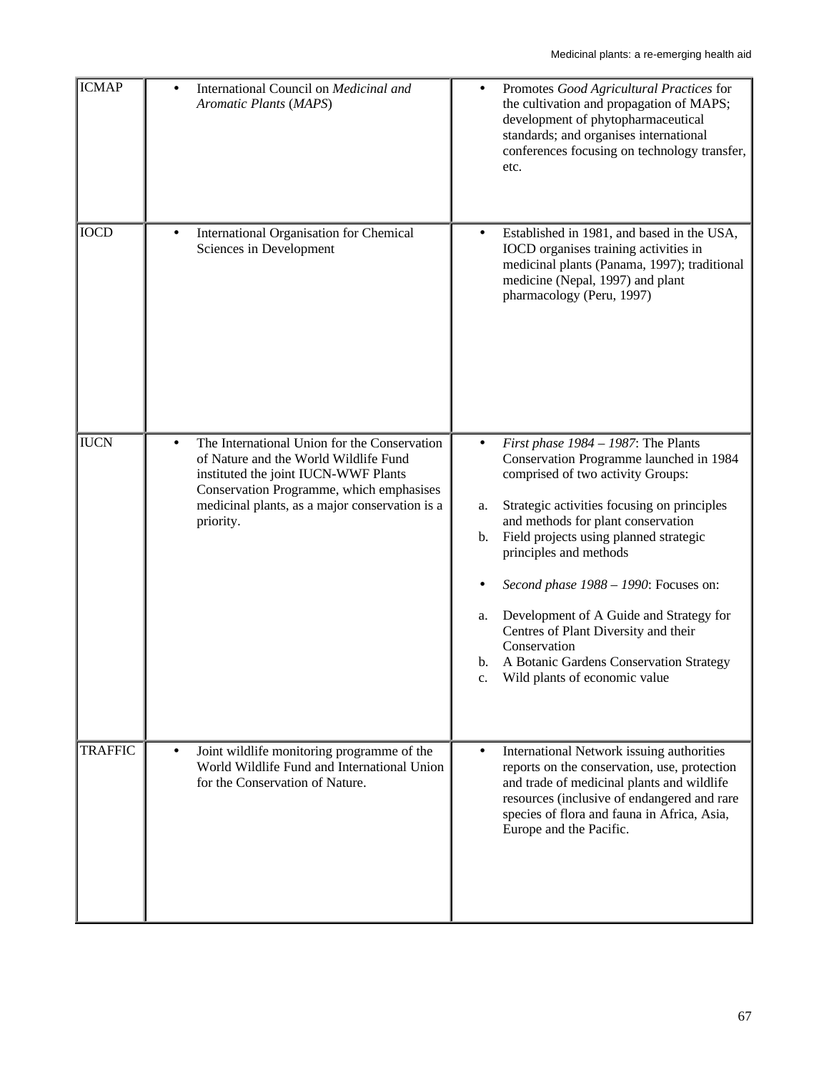| | | |
|---|---|---|
| ICMAP | • International Council on *Medicinal and Aromatic Plants* (*MAPS*) | • Promotes *Good Agricultural Practices* for the cultivation and propagation of MAPS; development of phytopharmaceutical standards; and organises international conferences focusing on technology transfer, etc. |
| IOCD | • International Organisation for Chemical Sciences in Development | • Established in 1981, and based in the USA, IOCD organises training activities in medicinal plants (Panama, 1997); traditional medicine (Nepal, 1997) and plant pharmacology (Peru, 1997) |
| IUCN | • The International Union for the Conservation of Nature and the World Wildlife Fund instituted the joint IUCN-WWF Plants Conservation Programme, which emphasises medicinal plants, as a major conservation is a priority. | • *First phase 1984 – 1987*: The Plants Conservation Programme launched in 1984 comprised of two activity Groups:<br>a. Strategic activities focusing on principles and methods for plant conservation<br>b. Field projects using planned strategic principles and methods<br>• *Second phase 1988 – 1990*: Focuses on:<br>a. Development of A Guide and Strategy for Centres of Plant Diversity and their Conservation<br>b. A Botanic Gardens Conservation Strategy<br>c. Wild plants of economic value |
| TRAFFIC | • Joint wildlife monitoring programme of the World Wildlife Fund and International Union for the Conservation of Nature. | • International Network issuing authorities reports on the conservation, use, protection and trade of medicinal plants and wildlife resources (inclusive of endangered and rare species of flora and fauna in Africa, Asia, Europe and the Pacific. |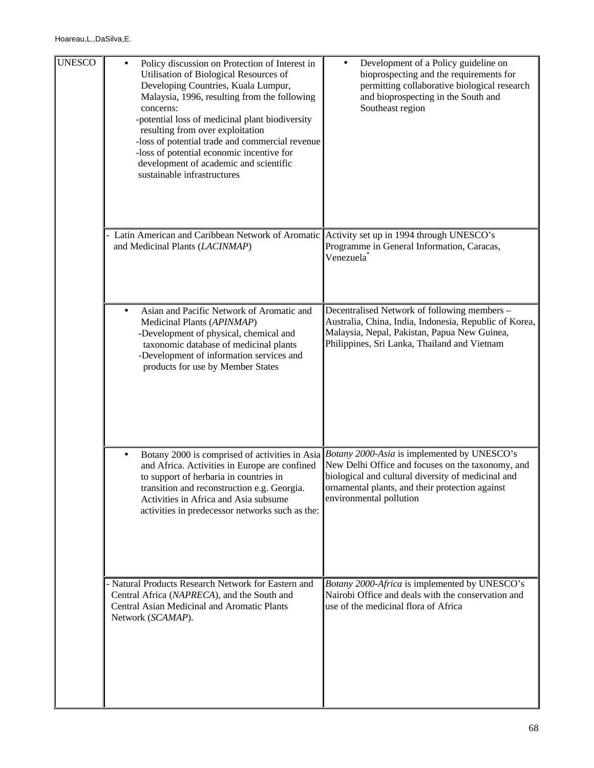| UNESCO | • Policy discussion on Protection of Interest in Utilisation of Biological Resources of Developing Countries, Kuala Lumpur, Malaysia, 1996, resulting from the following concerns:<br>-potential loss of medicinal plant biodiversity resulting from over exploitation<br>-loss of potential trade and commercial revenue<br>-loss of potential economic incentive for development of academic and scientific sustainable infrastructures | • Development of a Policy guideline on bioprospecting and the requirements for permitting collaborative biological research and bioprospecting in the South and Southeast region |
|---|---|---|
| | - Latin American and Caribbean Network of Aromatic and Medicinal Plants (*LACINMAP*) | Activity set up in 1994 through UNESCO's Programme in General Information, Caracas, Venezuela* |
| | • Asian and Pacific Network of Aromatic and Medicinal Plants (*APINMAP*)<br>-Development of physical, chemical and taxonomic database of medicinal plants<br>-Development of information services and products for use by Member States | Decentralised Network of following members – Australia, China, India, Indonesia, Republic of Korea, Malaysia, Nepal, Pakistan, Papua New Guinea, Philippines, Sri Lanka, Thailand and Vietnam |
| | • Botany 2000 is comprised of activities in Asia and Africa. Activities in Europe are confined to support of herbaria in countries in transition and reconstruction e.g. Georgia. Activities in Africa and Asia subsume activities in predecessor networks such as the: | *Botany 2000-Asia* is implemented by UNESCO's New Delhi Office and focuses on the taxonomy, and biological and cultural diversity of medicinal and ornamental plants, and their protection against environmental pollution |
| | - Natural Products Research Network for Eastern and Central Africa (*NAPRECA*), and the South and Central Asian Medicinal and Aromatic Plants Network (*SCAMAP*). | *Botany 2000-Africa* is implemented by UNESCO's Nairobi Office and deals with the conservation and use of the medicinal flora of Africa |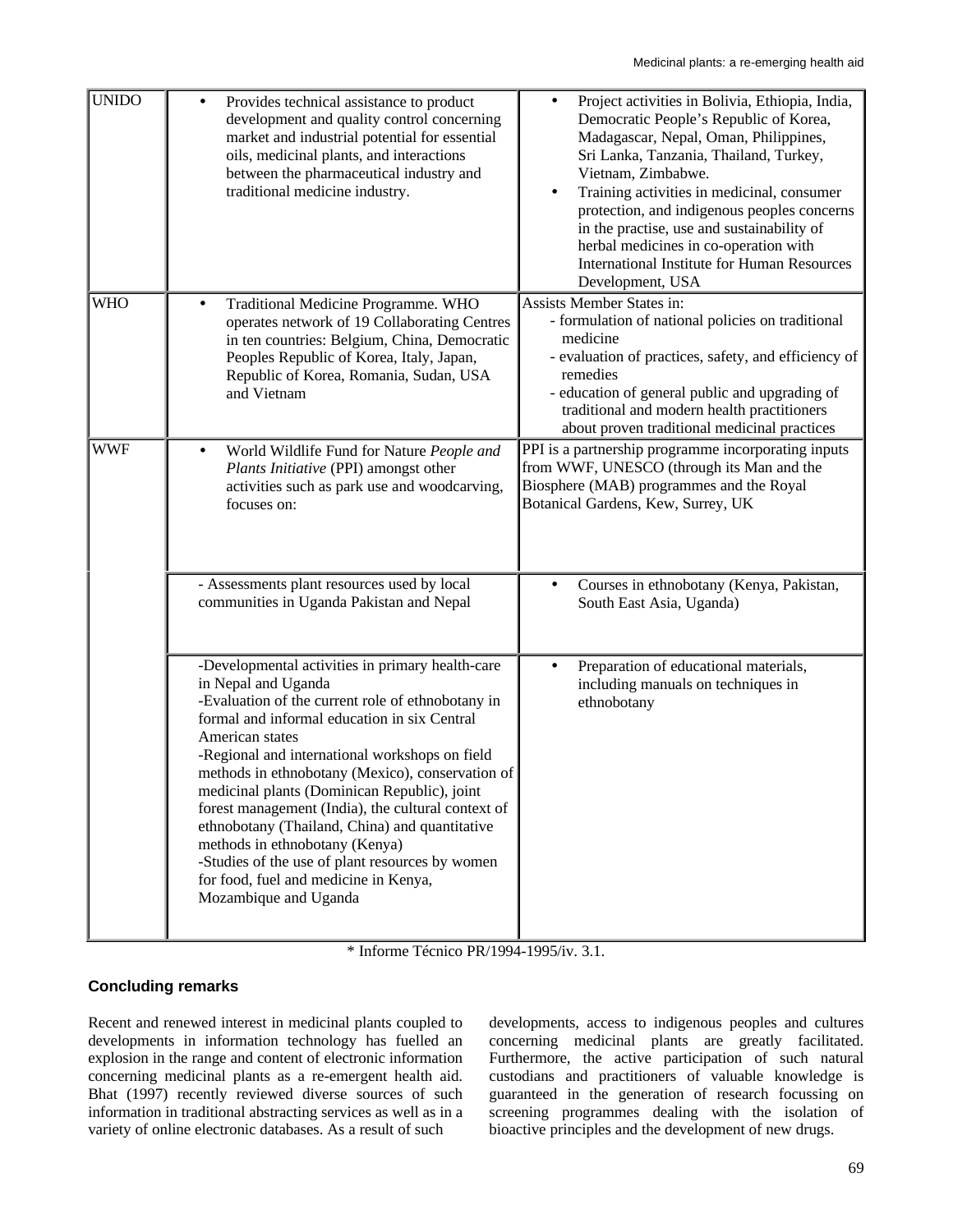| | | |
|---|---|---|
| UNIDO | • Provides technical assistance to product development and quality control concerning market and industrial potential for essential oils, medicinal plants, and interactions between the pharmaceutical industry and traditional medicine industry. | • Project activities in Bolivia, Ethiopia, India, Democratic People's Republic of Korea, Madagascar, Nepal, Oman, Philippines, Sri Lanka, Tanzania, Thailand, Turkey, Vietnam, Zimbabwe.<br>• Training activities in medicinal, consumer protection, and indigenous peoples concerns in the practise, use and sustainability of herbal medicines in co-operation with International Institute for Human Resources Development, USA |
| WHO | • Traditional Medicine Programme. WHO operates network of 19 Collaborating Centres in ten countries: Belgium, China, Democratic Peoples Republic of Korea, Italy, Japan, Republic of Korea, Romania, Sudan, USA and Vietnam | Assists Member States in:<br>- formulation of national policies on traditional medicine<br>- evaluation of practices, safety, and efficiency of remedies<br>- education of general public and upgrading of traditional and modern health practitioners about proven traditional medicinal practices |
| WWF | • World Wildlife Fund for Nature *People and Plants Initiative* (PPI) amongst other activities such as park use and woodcarving, focuses on: | PPI is a partnership programme incorporating inputs from WWF, UNESCO (through its Man and the Biosphere (MAB) programmes and the Royal Botanical Gardens, Kew, Surrey, UK |
| | - Assessments plant resources used by local communities in Uganda Pakistan and Nepal | • Courses in ethnobotany (Kenya, Pakistan, South East Asia, Uganda) |
| | -Developmental activities in primary health-care in Nepal and Uganda<br>-Evaluation of the current role of ethnobotany in formal and informal education in six Central American states<br>-Regional and international workshops on field methods in ethnobotany (Mexico), conservation of medicinal plants (Dominican Republic), joint forest management (India), the cultural context of ethnobotany (Thailand, China) and quantitative methods in ethnobotany (Kenya)<br>-Studies of the use of plant resources by women for food, fuel and medicine in Kenya, Mozambique and Uganda | • Preparation of educational materials, including manuals on techniques in ethnobotany |

* Informe Técnico PR/1994-1995/iv. 3.1.

### Concluding remarks

Recent and renewed interest in medicinal plants coupled to developments in information technology has fuelled an explosion in the range and content of electronic information concerning medicinal plants as a re-emergent health aid. Bhat (1997) recently reviewed diverse sources of such information in traditional abstracting services as well as in a variety of online electronic databases. As a result of such developments, access to indigenous peoples and cultures concerning medicinal plants are greatly facilitated. Furthermore, the active participation of such natural custodians and practitioners of valuable knowledge is guaranteed in the generation of research focussing on screening programmes dealing with the isolation of bioactive principles and the development of new drugs.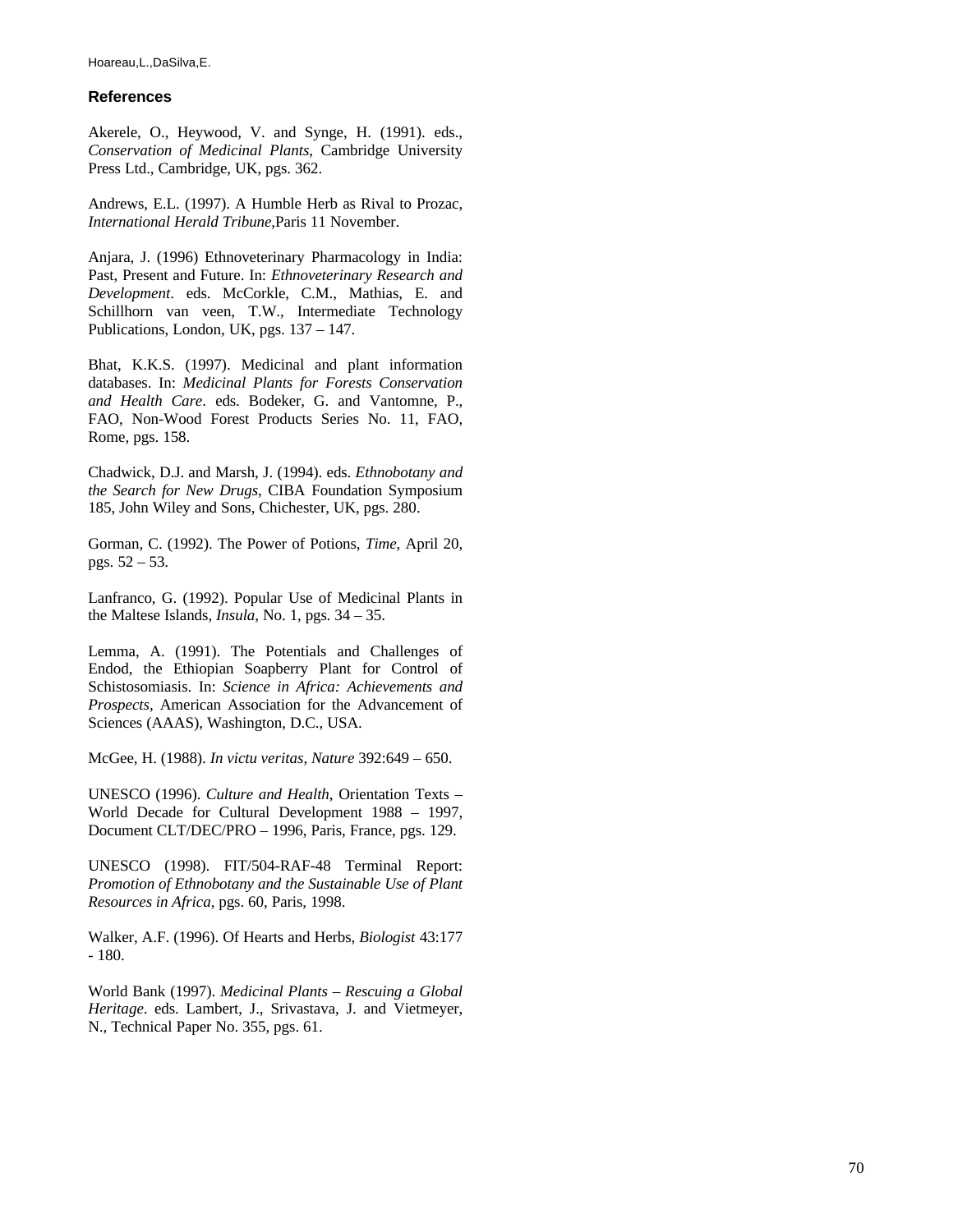## References

Akerele, O., Heywood, V. and Synge, H. (1991). eds., *Conservation of Medicinal Plants*, Cambridge University Press Ltd., Cambridge, UK, pgs. 362.

Andrews, E.L. (1997). A Humble Herb as Rival to Prozac, *International Herald Tribune*,Paris 11 November.

Anjara, J. (1996) Ethnoveterinary Pharmacology in India: Past, Present and Future. In: *Ethnoveterinary Research and Development*. eds. McCorkle, C.M., Mathias, E. and Schillhorn van veen, T.W., Intermediate Technology Publications, London, UK, pgs. 137 – 147.

Bhat, K.K.S. (1997). Medicinal and plant information databases. In: *Medicinal Plants for Forests Conservation and Health Care*. eds. Bodeker, G. and Vantomne, P., FAO, Non-Wood Forest Products Series No. 11, FAO, Rome, pgs. 158.

Chadwick, D.J. and Marsh, J. (1994). eds. *Ethnobotany and the Search for New Drugs*, CIBA Foundation Symposium 185, John Wiley and Sons, Chichester, UK, pgs. 280.

Gorman, C. (1992). The Power of Potions, *Time*, April 20, pgs. 52 – 53.

Lanfranco, G. (1992). Popular Use of Medicinal Plants in the Maltese Islands, *Insula*, No. 1, pgs. 34 – 35.

Lemma, A. (1991). The Potentials and Challenges of Endod, the Ethiopian Soapberry Plant for Control of Schistosomiasis. In: *Science in Africa: Achievements and Prospects*, American Association for the Advancement of Sciences (AAAS), Washington, D.C., USA.

McGee, H. (1988). *In victu veritas, Nature* 392:649 – 650.

UNESCO (1996). *Culture and Health*, Orientation Texts – World Decade for Cultural Development 1988 – 1997, Document CLT/DEC/PRO – 1996, Paris, France, pgs. 129.

UNESCO (1998). FIT/504-RAF-48 Terminal Report: *Promotion of Ethnobotany and the Sustainable Use of Plant Resources in Africa*, pgs. 60, Paris, 1998.

Walker, A.F. (1996). Of Hearts and Herbs, *Biologist* 43:177 - 180.

World Bank (1997). *Medicinal Plants – Rescuing a Global Heritage*. eds. Lambert, J., Srivastava, J. and Vietmeyer, N., Technical Paper No. 355, pgs. 61.